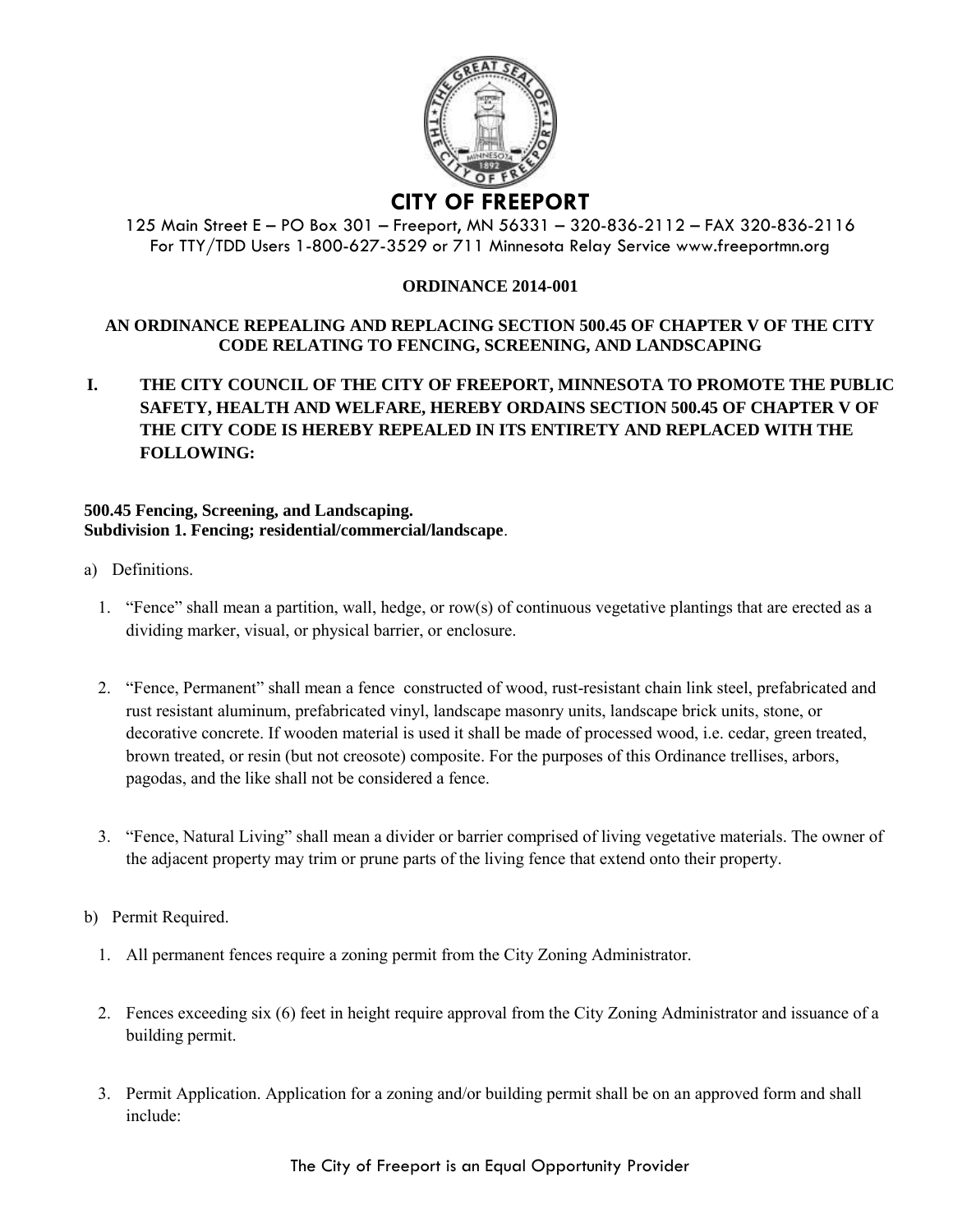# CITY OF FREEPORT

125 Main Street E – PO Box 301 – Freeport, MN 56331 – 320-836-2112 – FAX 320-836-2116
For TTY/TDD Users 1-800-627-3529 or 711 Minnesota Relay Service www.freeportmn.org

**ORDINANCE 2014-001**

**AN ORDINANCE REPEALING AND REPLACING SECTION 500.45 OF CHAPTER V OF THE CITY CODE RELATING TO FENCING, SCREENING, AND LANDSCAPING**

**I. THE CITY COUNCIL OF THE CITY OF FREEPORT, MINNESOTA TO PROMOTE THE PUBLIC SAFETY, HEALTH AND WELFARE, HEREBY ORDAINS SECTION 500.45 OF CHAPTER V OF THE CITY CODE IS HEREBY REPEALED IN ITS ENTIRETY AND REPLACED WITH THE FOLLOWING:**

**500.45 Fencing, Screening, and Landscaping.**
**Subdivision 1. Fencing; residential/commercial/landscape**.

a) Definitions.

1. "Fence" shall mean a partition, wall, hedge, or row(s) of continuous vegetative plantings that are erected as a dividing marker, visual, or physical barrier, or enclosure.

2. "Fence, Permanent" shall mean a fence constructed of wood, rust-resistant chain link steel, prefabricated and rust resistant aluminum, prefabricated vinyl, landscape masonry units, landscape brick units, stone, or decorative concrete. If wooden material is used it shall be made of processed wood, i.e. cedar, green treated, brown treated, or resin (but not creosote) composite. For the purposes of this Ordinance trellises, arbors, pagodas, and the like shall not be considered a fence.

3. "Fence, Natural Living" shall mean a divider or barrier comprised of living vegetative materials. The owner of the adjacent property may trim or prune parts of the living fence that extend onto their property.

b) Permit Required.

1. All permanent fences require a zoning permit from the City Zoning Administrator.

2. Fences exceeding six (6) feet in height require approval from the City Zoning Administrator and issuance of a building permit.

3. Permit Application. Application for a zoning and/or building permit shall be on an approved form and shall include: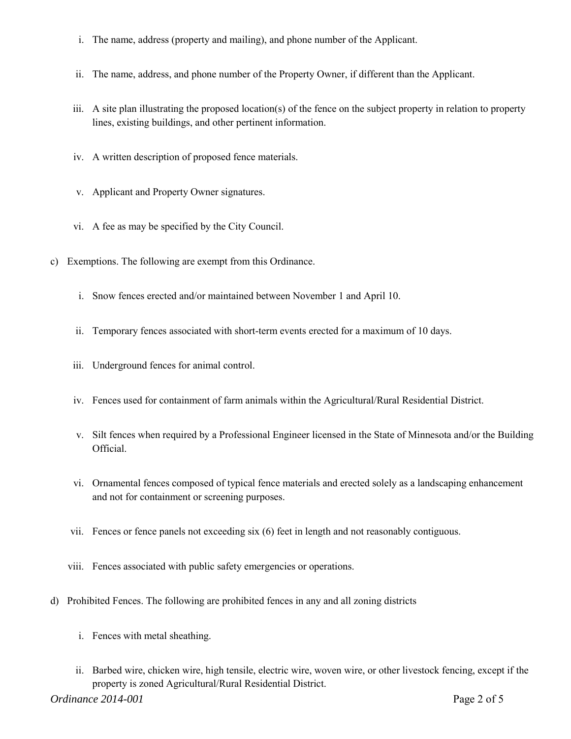i. The name, address (property and mailing), and phone number of the Applicant.

ii. The name, address, and phone number of the Property Owner, if different than the Applicant.

iii. A site plan illustrating the proposed location(s) of the fence on the subject property in relation to property lines, existing buildings, and other pertinent information.

iv. A written description of proposed fence materials.

v. Applicant and Property Owner signatures.

vi. A fee as may be specified by the City Council.

c) Exemptions. The following are exempt from this Ordinance.

i. Snow fences erected and/or maintained between November 1 and April 10.

ii. Temporary fences associated with short-term events erected for a maximum of 10 days.

iii. Underground fences for animal control.

iv. Fences used for containment of farm animals within the Agricultural/Rural Residential District.

v. Silt fences when required by a Professional Engineer licensed in the State of Minnesota and/or the Building Official.

vi. Ornamental fences composed of typical fence materials and erected solely as a landscaping enhancement and not for containment or screening purposes.

vii. Fences or fence panels not exceeding six (6) feet in length and not reasonably contiguous.

viii. Fences associated with public safety emergencies or operations.

d) Prohibited Fences. The following are prohibited fences in any and all zoning districts

i. Fences with metal sheathing.

ii. Barbed wire, chicken wire, high tensile, electric wire, woven wire, or other livestock fencing, except if the property is zoned Agricultural/Rural Residential District.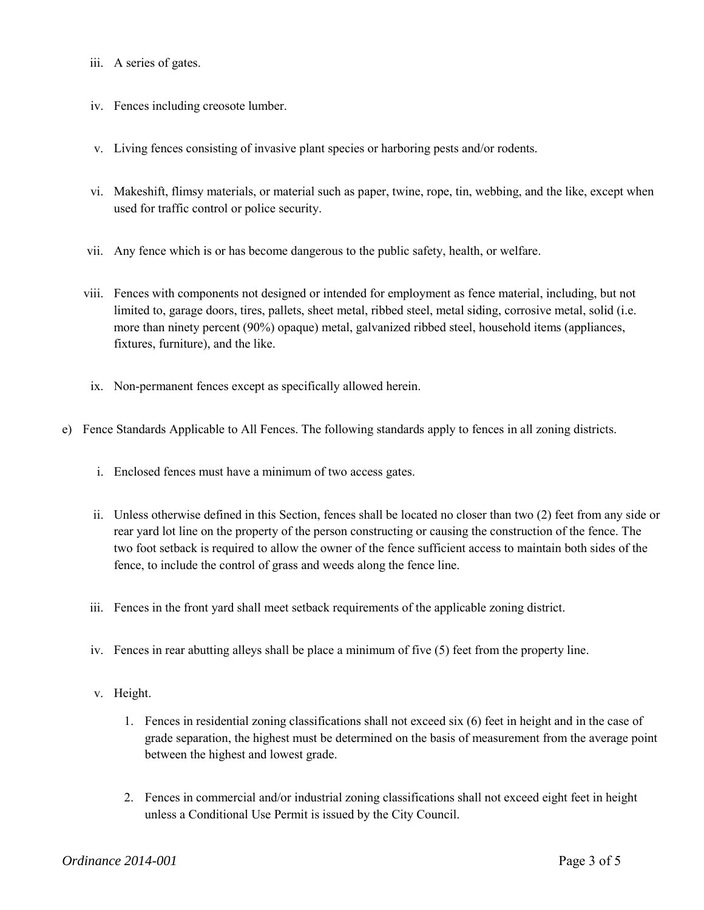iii. A series of gates.

iv. Fences including creosote lumber.

v. Living fences consisting of invasive plant species or harboring pests and/or rodents.

vi. Makeshift, flimsy materials, or material such as paper, twine, rope, tin, webbing, and the like, except when used for traffic control or police security.

vii. Any fence which is or has become dangerous to the public safety, health, or welfare.

viii. Fences with components not designed or intended for employment as fence material, including, but not limited to, garage doors, tires, pallets, sheet metal, ribbed steel, metal siding, corrosive metal, solid (i.e. more than ninety percent (90%) opaque) metal, galvanized ribbed steel, household items (appliances, fixtures, furniture), and the like.

ix. Non-permanent fences except as specifically allowed herein.

e) Fence Standards Applicable to All Fences. The following standards apply to fences in all zoning districts.

i. Enclosed fences must have a minimum of two access gates.

ii. Unless otherwise defined in this Section, fences shall be located no closer than two (2) feet from any side or rear yard lot line on the property of the person constructing or causing the construction of the fence. The two foot setback is required to allow the owner of the fence sufficient access to maintain both sides of the fence, to include the control of grass and weeds along the fence line.

iii. Fences in the front yard shall meet setback requirements of the applicable zoning district.

iv. Fences in rear abutting alleys shall be place a minimum of five (5) feet from the property line.

v. Height.

1. Fences in residential zoning classifications shall not exceed six (6) feet in height and in the case of grade separation, the highest must be determined on the basis of measurement from the average point between the highest and lowest grade.

2. Fences in commercial and/or industrial zoning classifications shall not exceed eight feet in height unless a Conditional Use Permit is issued by the City Council.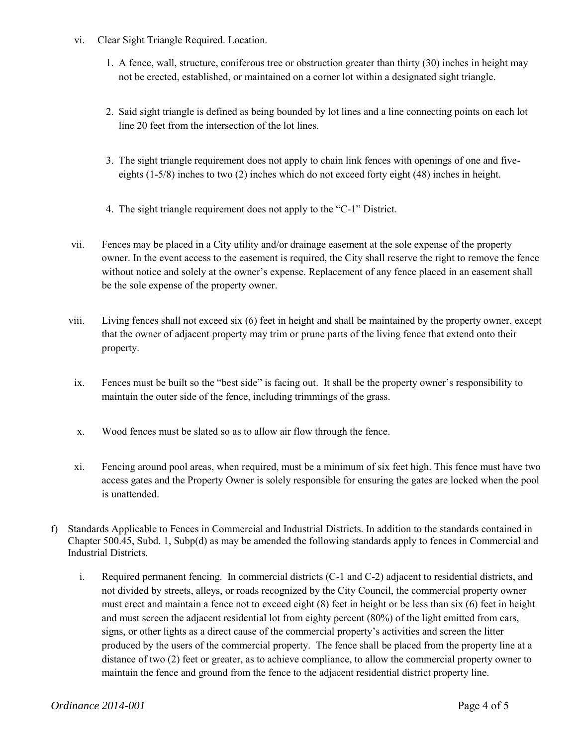vi. Clear Sight Triangle Required. Location.

1. A fence, wall, structure, coniferous tree or obstruction greater than thirty (30) inches in height may not be erected, established, or maintained on a corner lot within a designated sight triangle.

2. Said sight triangle is defined as being bounded by lot lines and a line connecting points on each lot line 20 feet from the intersection of the lot lines.

3. The sight triangle requirement does not apply to chain link fences with openings of one and five-eights (1-5/8) inches to two (2) inches which do not exceed forty eight (48) inches in height.

4. The sight triangle requirement does not apply to the "C-1" District.

vii. Fences may be placed in a City utility and/or drainage easement at the sole expense of the property owner. In the event access to the easement is required, the City shall reserve the right to remove the fence without notice and solely at the owner's expense. Replacement of any fence placed in an easement shall be the sole expense of the property owner.

viii. Living fences shall not exceed six (6) feet in height and shall be maintained by the property owner, except that the owner of adjacent property may trim or prune parts of the living fence that extend onto their property.

ix. Fences must be built so the "best side" is facing out. It shall be the property owner's responsibility to maintain the outer side of the fence, including trimmings of the grass.

x. Wood fences must be slated so as to allow air flow through the fence.

xi. Fencing around pool areas, when required, must be a minimum of six feet high. This fence must have two access gates and the Property Owner is solely responsible for ensuring the gates are locked when the pool is unattended.

f) Standards Applicable to Fences in Commercial and Industrial Districts. In addition to the standards contained in Chapter 500.45, Subd. 1, Subp(d) as may be amended the following standards apply to fences in Commercial and Industrial Districts.

i. Required permanent fencing. In commercial districts (C-1 and C-2) adjacent to residential districts, and not divided by streets, alleys, or roads recognized by the City Council, the commercial property owner must erect and maintain a fence not to exceed eight (8) feet in height or be less than six (6) feet in height and must screen the adjacent residential lot from eighty percent (80%) of the light emitted from cars, signs, or other lights as a direct cause of the commercial property's activities and screen the litter produced by the users of the commercial property. The fence shall be placed from the property line at a distance of two (2) feet or greater, as to achieve compliance, to allow the commercial property owner to maintain the fence and ground from the fence to the adjacent residential district property line.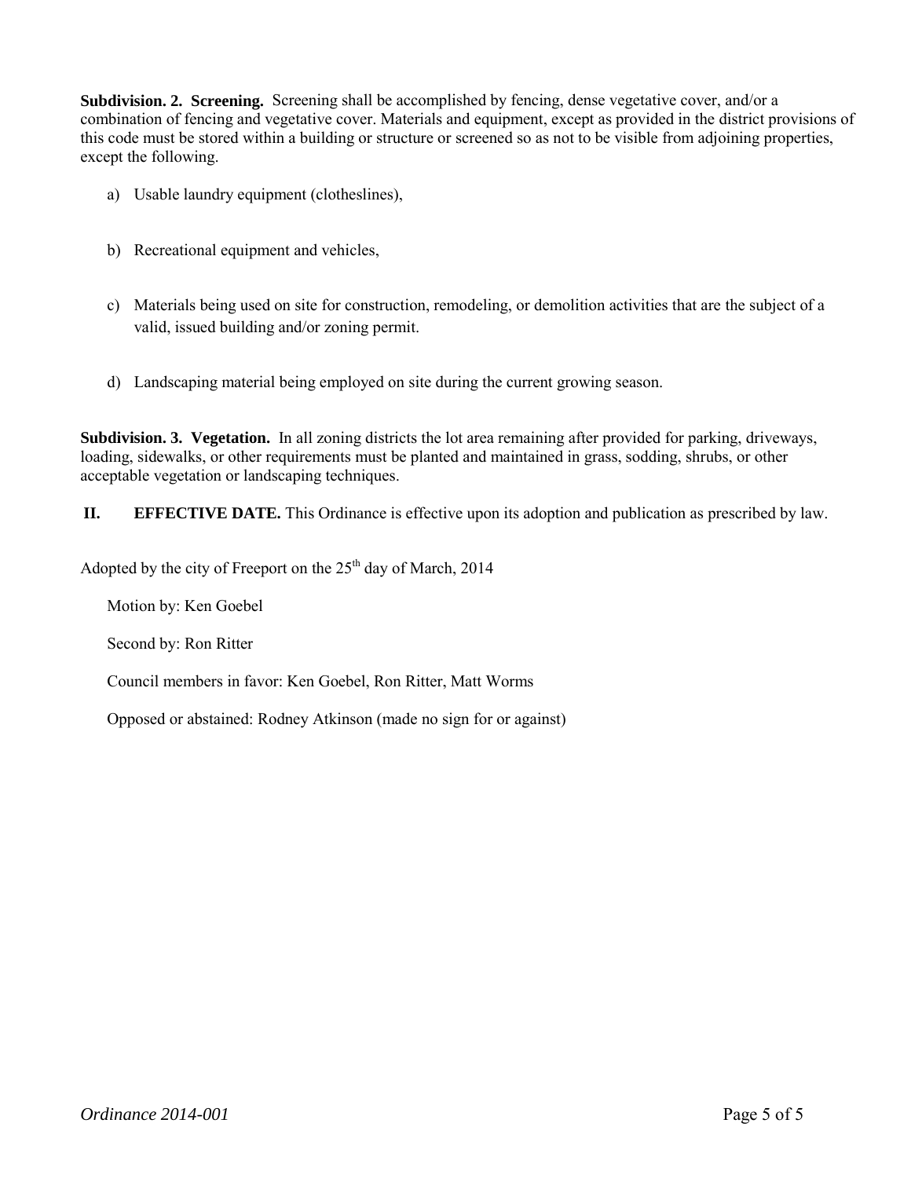**Subdivision. 2. Screening.** Screening shall be accomplished by fencing, dense vegetative cover, and/or a combination of fencing and vegetative cover. Materials and equipment, except as provided in the district provisions of this code must be stored within a building or structure or screened so as not to be visible from adjoining properties, except the following.

a) Usable laundry equipment (clotheslines),

b) Recreational equipment and vehicles,

c) Materials being used on site for construction, remodeling, or demolition activities that are the subject of a valid, issued building and/or zoning permit.

d) Landscaping material being employed on site during the current growing season.

**Subdivision. 3. Vegetation.** In all zoning districts the lot area remaining after provided for parking, driveways, loading, sidewalks, or other requirements must be planted and maintained in grass, sodding, shrubs, or other acceptable vegetation or landscaping techniques.

**II. EFFECTIVE DATE.** This Ordinance is effective upon its adoption and publication as prescribed by law.

Adopted by the city of Freeport on the 25th day of March, 2014

Motion by: Ken Goebel

Second by: Ron Ritter

Council members in favor: Ken Goebel, Ron Ritter, Matt Worms

Opposed or abstained: Rodney Atkinson (made no sign for or against)